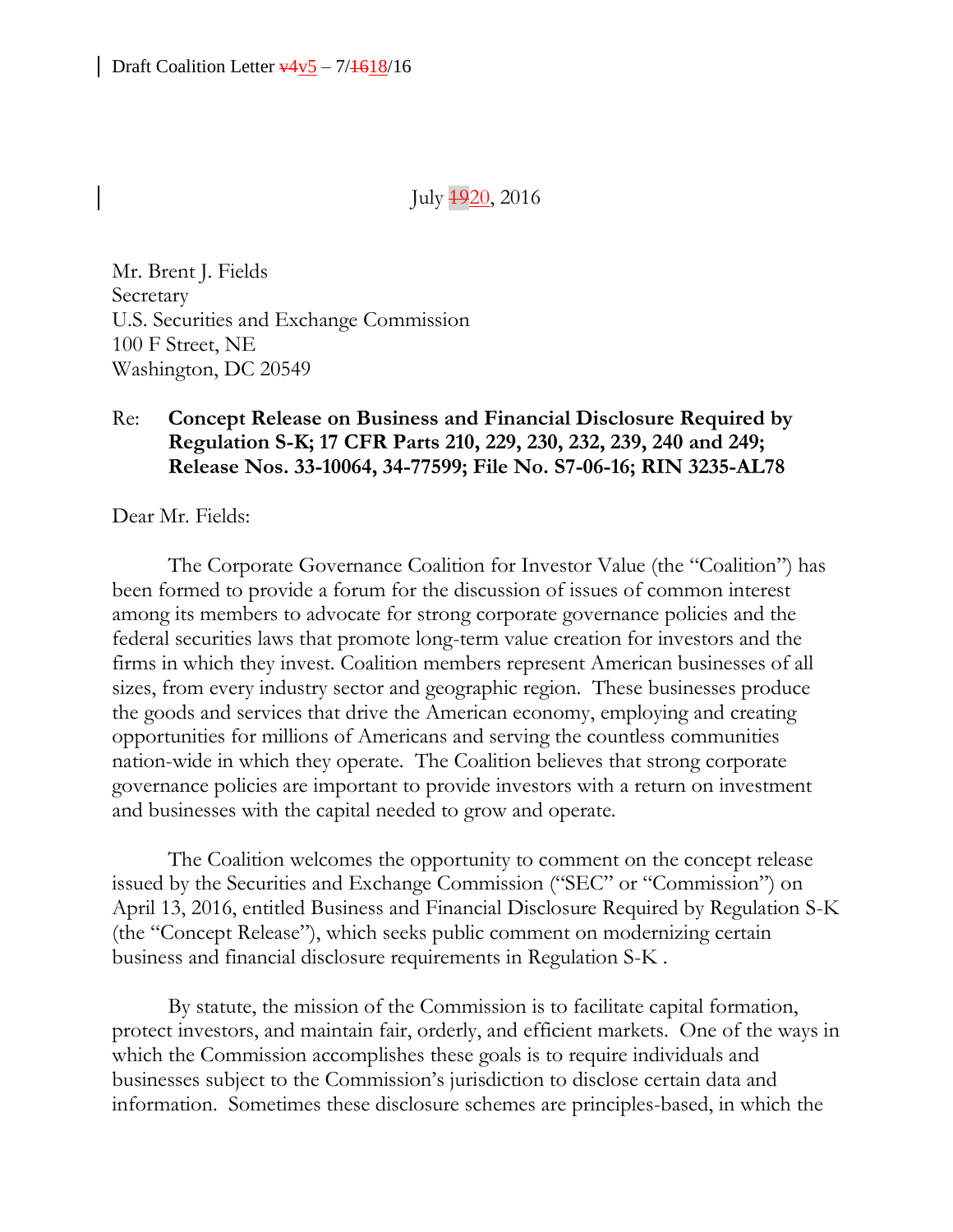Draft Coalition Letter ~~v4~~v5 – 7/~~16~~18/16

July ~~19~~20, 2016

Mr. Brent J. Fields
Secretary
U.S. Securities and Exchange Commission
100 F Street, NE
Washington, DC 20549

Re: **Concept Release on Business and Financial Disclosure Required by Regulation S-K; 17 CFR Parts 210, 229, 230, 232, 239, 240 and 249; Release Nos. 33-10064, 34-77599; File No. S7-06-16; RIN 3235-AL78**

Dear Mr. Fields:

The Corporate Governance Coalition for Investor Value (the "Coalition") has been formed to provide a forum for the discussion of issues of common interest among its members to advocate for strong corporate governance policies and the federal securities laws that promote long-term value creation for investors and the firms in which they invest. Coalition members represent American businesses of all sizes, from every industry sector and geographic region. These businesses produce the goods and services that drive the American economy, employing and creating opportunities for millions of Americans and serving the countless communities nation-wide in which they operate. The Coalition believes that strong corporate governance policies are important to provide investors with a return on investment and businesses with the capital needed to grow and operate.

The Coalition welcomes the opportunity to comment on the concept release issued by the Securities and Exchange Commission ("SEC" or "Commission") on April 13, 2016, entitled Business and Financial Disclosure Required by Regulation S-K (the "Concept Release"), which seeks public comment on modernizing certain business and financial disclosure requirements in Regulation S-K .

By statute, the mission of the Commission is to facilitate capital formation, protect investors, and maintain fair, orderly, and efficient markets. One of the ways in which the Commission accomplishes these goals is to require individuals and businesses subject to the Commission's jurisdiction to disclose certain data and information. Sometimes these disclosure schemes are principles-based, in which the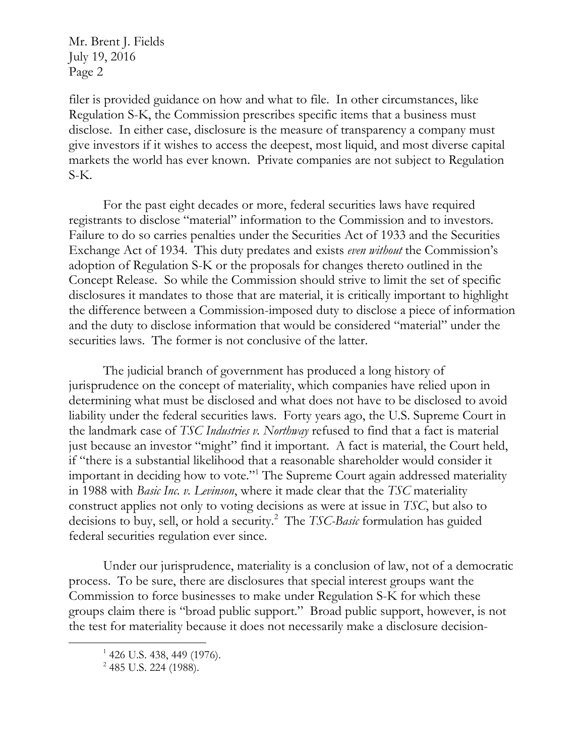filer is provided guidance on how and what to file. In other circumstances, like Regulation S-K, the Commission prescribes specific items that a business must disclose. In either case, disclosure is the measure of transparency a company must give investors if it wishes to access the deepest, most liquid, and most diverse capital markets the world has ever known. Private companies are not subject to Regulation S-K.

For the past eight decades or more, federal securities laws have required registrants to disclose "material" information to the Commission and to investors. Failure to do so carries penalties under the Securities Act of 1933 and the Securities Exchange Act of 1934. This duty predates and exists *even without* the Commission's adoption of Regulation S-K or the proposals for changes thereto outlined in the Concept Release. So while the Commission should strive to limit the set of specific disclosures it mandates to those that are material, it is critically important to highlight the difference between a Commission-imposed duty to disclose a piece of information and the duty to disclose information that would be considered "material" under the securities laws. The former is not conclusive of the latter.

The judicial branch of government has produced a long history of jurisprudence on the concept of materiality, which companies have relied upon in determining what must be disclosed and what does not have to be disclosed to avoid liability under the federal securities laws. Forty years ago, the U.S. Supreme Court in the landmark case of *TSC Industries v. Northway* refused to find that a fact is material just because an investor "might" find it important. A fact is material, the Court held, if "there is a substantial likelihood that a reasonable shareholder would consider it important in deciding how to vote."[1] The Supreme Court again addressed materiality in 1988 with *Basic Inc. v. Levinson*, where it made clear that the *TSC* materiality construct applies not only to voting decisions as were at issue in *TSC*, but also to decisions to buy, sell, or hold a security.[2] The *TSC-Basic* formulation has guided federal securities regulation ever since.

Under our jurisprudence, materiality is a conclusion of law, not of a democratic process. To be sure, there are disclosures that special interest groups want the Commission to force businesses to make under Regulation S-K for which these groups claim there is "broad public support." Broad public support, however, is not the test for materiality because it does not necessarily make a disclosure decision-

---

[1] 426 U.S. 438, 449 (1976).

[2] 485 U.S. 224 (1988).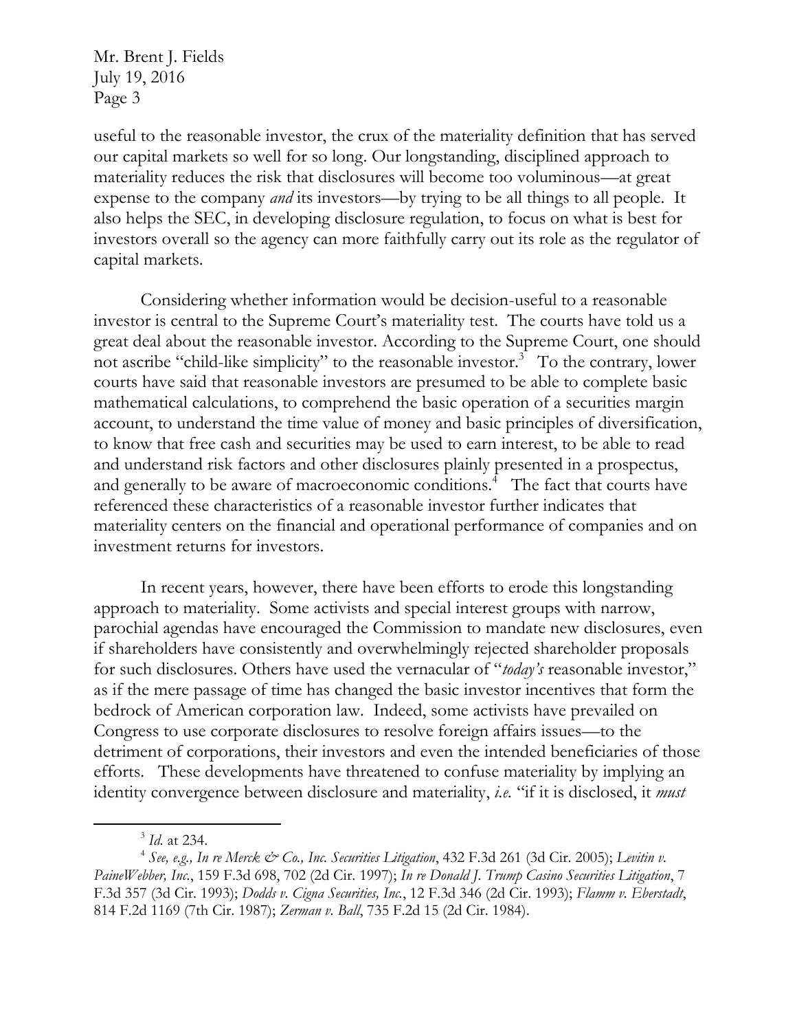useful to the reasonable investor, the crux of the materiality definition that has served our capital markets so well for so long. Our longstanding, disciplined approach to materiality reduces the risk that disclosures will become too voluminous—at great expense to the company *and* its investors—by trying to be all things to all people. It also helps the SEC, in developing disclosure regulation, to focus on what is best for investors overall so the agency can more faithfully carry out its role as the regulator of capital markets.

Considering whether information would be decision-useful to a reasonable investor is central to the Supreme Court's materiality test. The courts have told us a great deal about the reasonable investor. According to the Supreme Court, one should not ascribe "child-like simplicity" to the reasonable investor.[3] To the contrary, lower courts have said that reasonable investors are presumed to be able to complete basic mathematical calculations, to comprehend the basic operation of a securities margin account, to understand the time value of money and basic principles of diversification, to know that free cash and securities may be used to earn interest, to be able to read and understand risk factors and other disclosures plainly presented in a prospectus, and generally to be aware of macroeconomic conditions.[4] The fact that courts have referenced these characteristics of a reasonable investor further indicates that materiality centers on the financial and operational performance of companies and on investment returns for investors.

In recent years, however, there have been efforts to erode this longstanding approach to materiality. Some activists and special interest groups with narrow, parochial agendas have encouraged the Commission to mandate new disclosures, even if shareholders have consistently and overwhelmingly rejected shareholder proposals for such disclosures. Others have used the vernacular of "*today's* reasonable investor," as if the mere passage of time has changed the basic investor incentives that form the bedrock of American corporation law. Indeed, some activists have prevailed on Congress to use corporate disclosures to resolve foreign affairs issues—to the detriment of corporations, their investors and even the intended beneficiaries of those efforts. These developments have threatened to confuse materiality by implying an identity convergence between disclosure and materiality, *i.e.* "if it is disclosed, it *must*

---

[3] *Id.* at 234.

[4] *See, e.g., In re Merck & Co., Inc. Securities Litigation*, 432 F.3d 261 (3d Cir. 2005); *Levitin v. PaineWebber, Inc.*, 159 F.3d 698, 702 (2d Cir. 1997); *In re Donald J. Trump Casino Securities Litigation*, 7 F.3d 357 (3d Cir. 1993); *Dodds v. Cigna Securities, Inc.*, 12 F.3d 346 (2d Cir. 1993); *Flamm v. Eberstadt*, 814 F.2d 1169 (7th Cir. 1987); *Zerman v. Ball*, 735 F.2d 15 (2d Cir. 1984).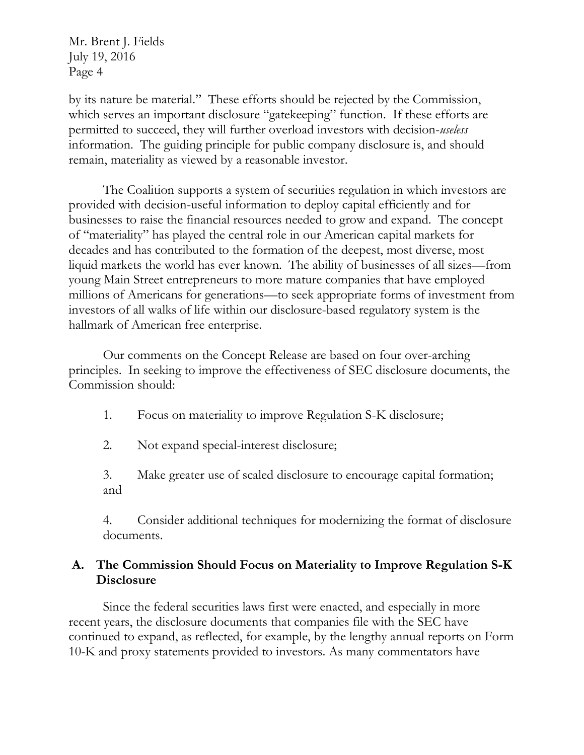by its nature be material." These efforts should be rejected by the Commission, which serves an important disclosure "gatekeeping" function. If these efforts are permitted to succeed, they will further overload investors with decision-*useless* information. The guiding principle for public company disclosure is, and should remain, materiality as viewed by a reasonable investor.

The Coalition supports a system of securities regulation in which investors are provided with decision-useful information to deploy capital efficiently and for businesses to raise the financial resources needed to grow and expand. The concept of "materiality" has played the central role in our American capital markets for decades and has contributed to the formation of the deepest, most diverse, most liquid markets the world has ever known. The ability of businesses of all sizes—from young Main Street entrepreneurs to more mature companies that have employed millions of Americans for generations—to seek appropriate forms of investment from investors of all walks of life within our disclosure-based regulatory system is the hallmark of American free enterprise.

Our comments on the Concept Release are based on four over-arching principles. In seeking to improve the effectiveness of SEC disclosure documents, the Commission should:

1. Focus on materiality to improve Regulation S-K disclosure;

2. Not expand special-interest disclosure;

3. Make greater use of scaled disclosure to encourage capital formation; and

4. Consider additional techniques for modernizing the format of disclosure documents.

## A. The Commission Should Focus on Materiality to Improve Regulation S-K Disclosure

Since the federal securities laws first were enacted, and especially in more recent years, the disclosure documents that companies file with the SEC have continued to expand, as reflected, for example, by the lengthy annual reports on Form 10-K and proxy statements provided to investors. As many commentators have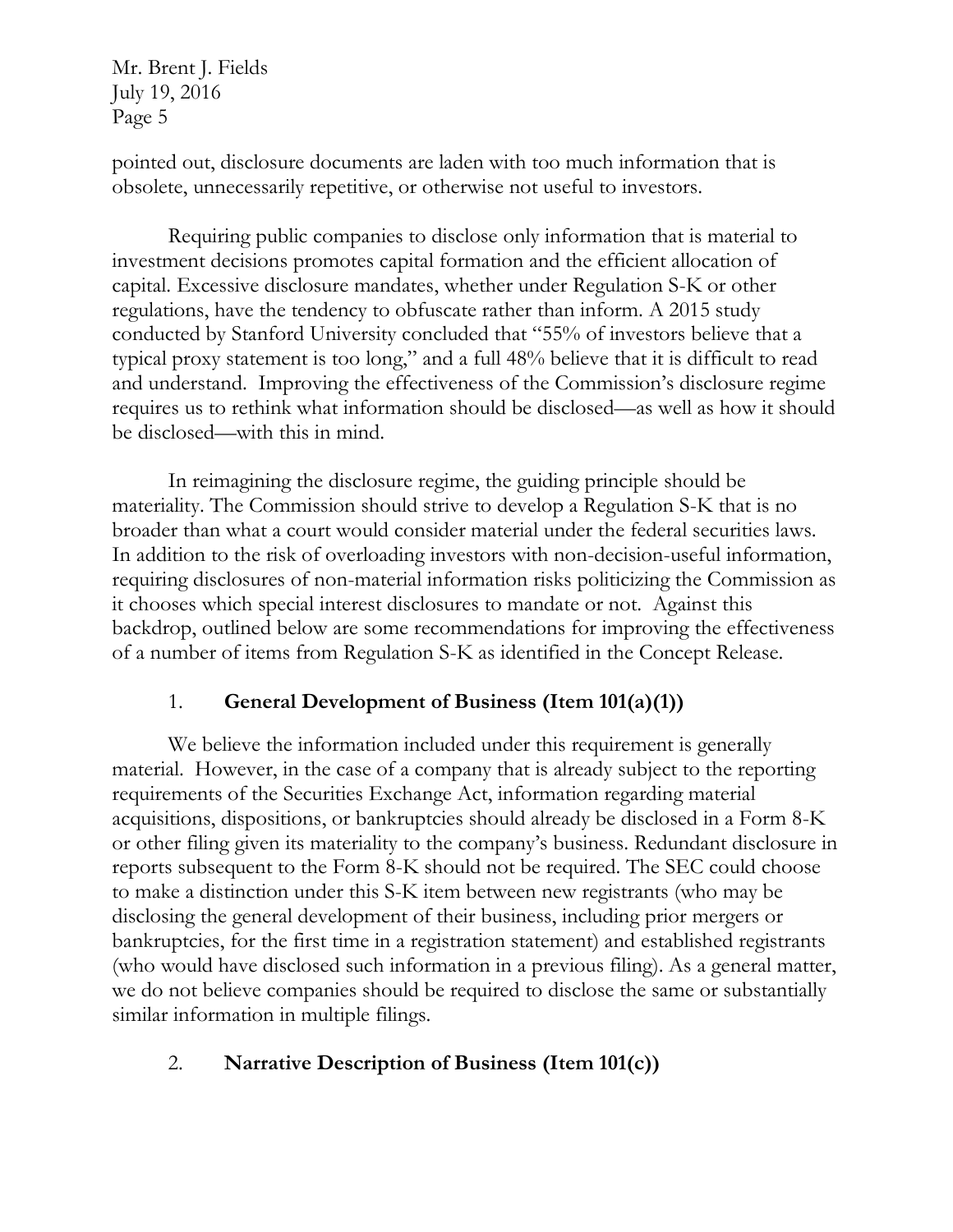pointed out, disclosure documents are laden with too much information that is obsolete, unnecessarily repetitive, or otherwise not useful to investors.

Requiring public companies to disclose only information that is material to investment decisions promotes capital formation and the efficient allocation of capital. Excessive disclosure mandates, whether under Regulation S-K or other regulations, have the tendency to obfuscate rather than inform. A 2015 study conducted by Stanford University concluded that "55% of investors believe that a typical proxy statement is too long," and a full 48% believe that it is difficult to read and understand. Improving the effectiveness of the Commission's disclosure regime requires us to rethink what information should be disclosed—as well as how it should be disclosed—with this in mind.

In reimagining the disclosure regime, the guiding principle should be materiality. The Commission should strive to develop a Regulation S-K that is no broader than what a court would consider material under the federal securities laws. In addition to the risk of overloading investors with non-decision-useful information, requiring disclosures of non-material information risks politicizing the Commission as it chooses which special interest disclosures to mandate or not. Against this backdrop, outlined below are some recommendations for improving the effectiveness of a number of items from Regulation S-K as identified in the Concept Release.

1. **General Development of Business (Item 101(a)(1))**

We believe the information included under this requirement is generally material. However, in the case of a company that is already subject to the reporting requirements of the Securities Exchange Act, information regarding material acquisitions, dispositions, or bankruptcies should already be disclosed in a Form 8-K or other filing given its materiality to the company's business. Redundant disclosure in reports subsequent to the Form 8-K should not be required. The SEC could choose to make a distinction under this S-K item between new registrants (who may be disclosing the general development of their business, including prior mergers or bankruptcies, for the first time in a registration statement) and established registrants (who would have disclosed such information in a previous filing). As a general matter, we do not believe companies should be required to disclose the same or substantially similar information in multiple filings.

2. **Narrative Description of Business (Item 101(c))**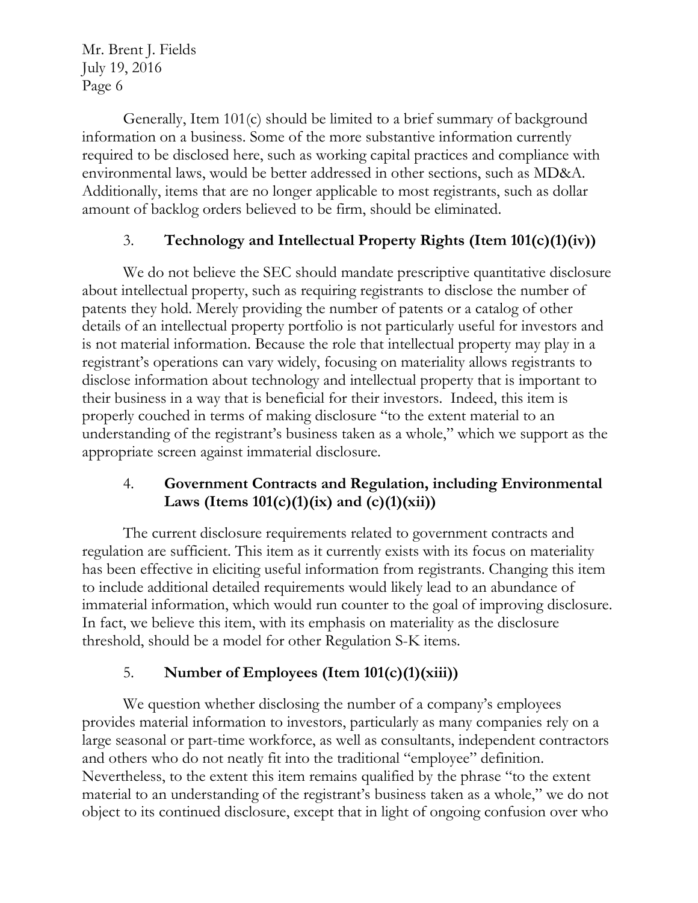Generally, Item 101(c) should be limited to a brief summary of background information on a business. Some of the more substantive information currently required to be disclosed here, such as working capital practices and compliance with environmental laws, would be better addressed in other sections, such as MD&A. Additionally, items that are no longer applicable to most registrants, such as dollar amount of backlog orders believed to be firm, should be eliminated.

### 3. Technology and Intellectual Property Rights (Item 101(c)(1)(iv))

We do not believe the SEC should mandate prescriptive quantitative disclosure about intellectual property, such as requiring registrants to disclose the number of patents they hold. Merely providing the number of patents or a catalog of other details of an intellectual property portfolio is not particularly useful for investors and is not material information. Because the role that intellectual property may play in a registrant's operations can vary widely, focusing on materiality allows registrants to disclose information about technology and intellectual property that is important to their business in a way that is beneficial for their investors. Indeed, this item is properly couched in terms of making disclosure "to the extent material to an understanding of the registrant's business taken as a whole," which we support as the appropriate screen against immaterial disclosure.

### 4. Government Contracts and Regulation, including Environmental Laws (Items 101(c)(1)(ix) and (c)(1)(xii))

The current disclosure requirements related to government contracts and regulation are sufficient. This item as it currently exists with its focus on materiality has been effective in eliciting useful information from registrants. Changing this item to include additional detailed requirements would likely lead to an abundance of immaterial information, which would run counter to the goal of improving disclosure. In fact, we believe this item, with its emphasis on materiality as the disclosure threshold, should be a model for other Regulation S-K items.

### 5. Number of Employees (Item 101(c)(1)(xiii))

We question whether disclosing the number of a company's employees provides material information to investors, particularly as many companies rely on a large seasonal or part-time workforce, as well as consultants, independent contractors and others who do not neatly fit into the traditional "employee" definition. Nevertheless, to the extent this item remains qualified by the phrase "to the extent material to an understanding of the registrant's business taken as a whole," we do not object to its continued disclosure, except that in light of ongoing confusion over who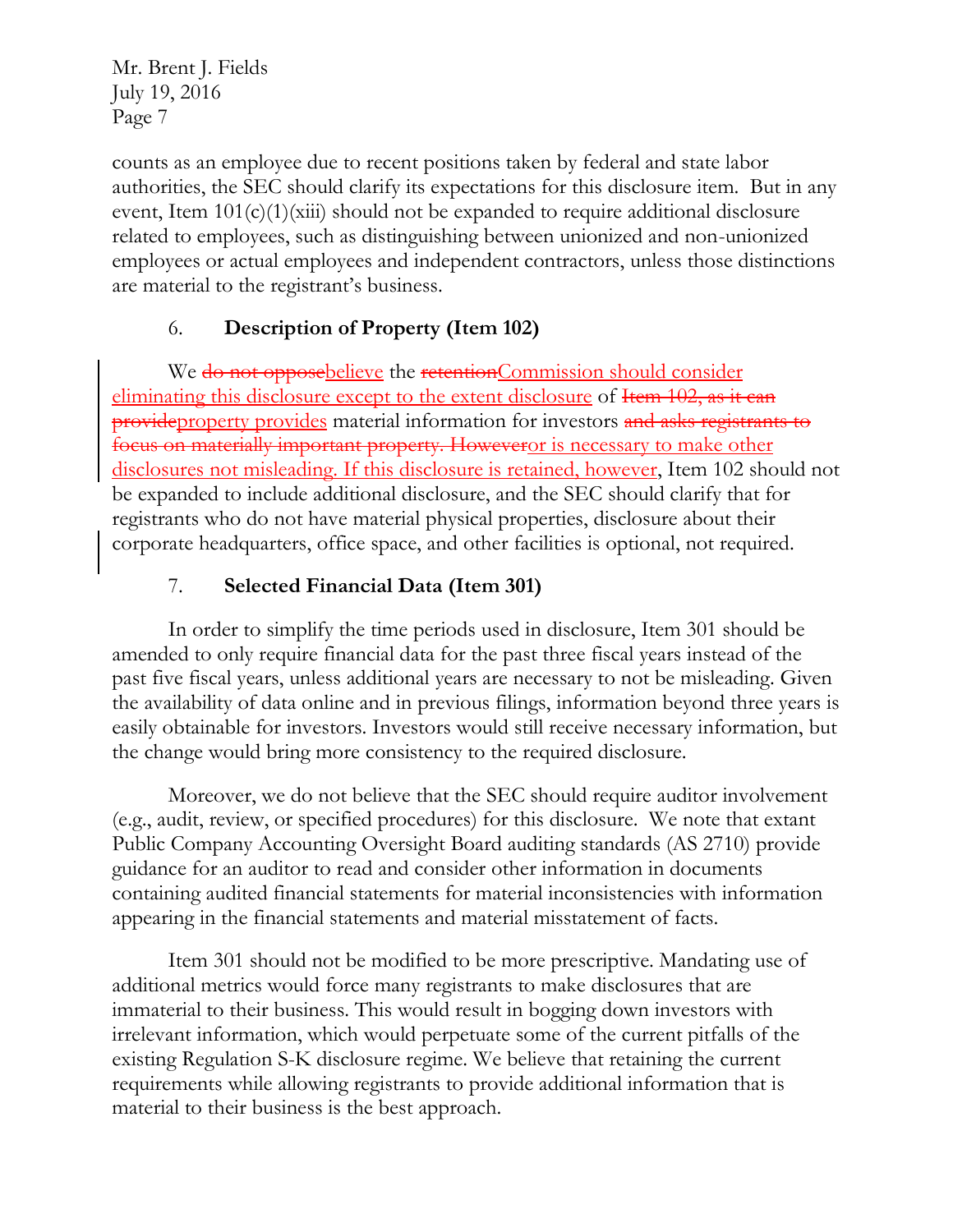counts as an employee due to recent positions taken by federal and state labor authorities, the SEC should clarify its expectations for this disclosure item. But in any event, Item 101(c)(1)(xiii) should not be expanded to require additional disclosure related to employees, such as distinguishing between unionized and non-unionized employees or actual employees and independent contractors, unless those distinctions are material to the registrant's business.

### 6. **Description of Property (Item 102)**

We ~~do not oppose~~<ins>believe</ins> the ~~retention~~<ins>Commission should consider eliminating this disclosure except to the extent disclosure</ins> of ~~Item 102, as it can provide~~<ins>property provides</ins> material information for investors ~~and asks registrants to focus on materially important property. However~~<ins>or is necessary to make other disclosures not misleading. If this disclosure is retained, however</ins>, Item 102 should not be expanded to include additional disclosure, and the SEC should clarify that for registrants who do not have material physical properties, disclosure about their corporate headquarters, office space, and other facilities is optional, not required.

### 7. **Selected Financial Data (Item 301)**

In order to simplify the time periods used in disclosure, Item 301 should be amended to only require financial data for the past three fiscal years instead of the past five fiscal years, unless additional years are necessary to not be misleading. Given the availability of data online and in previous filings, information beyond three years is easily obtainable for investors. Investors would still receive necessary information, but the change would bring more consistency to the required disclosure.

Moreover, we do not believe that the SEC should require auditor involvement (e.g., audit, review, or specified procedures) for this disclosure. We note that extant Public Company Accounting Oversight Board auditing standards (AS 2710) provide guidance for an auditor to read and consider other information in documents containing audited financial statements for material inconsistencies with information appearing in the financial statements and material misstatement of facts.

Item 301 should not be modified to be more prescriptive. Mandating use of additional metrics would force many registrants to make disclosures that are immaterial to their business. This would result in bogging down investors with irrelevant information, which would perpetuate some of the current pitfalls of the existing Regulation S-K disclosure regime. We believe that retaining the current requirements while allowing registrants to provide additional information that is material to their business is the best approach.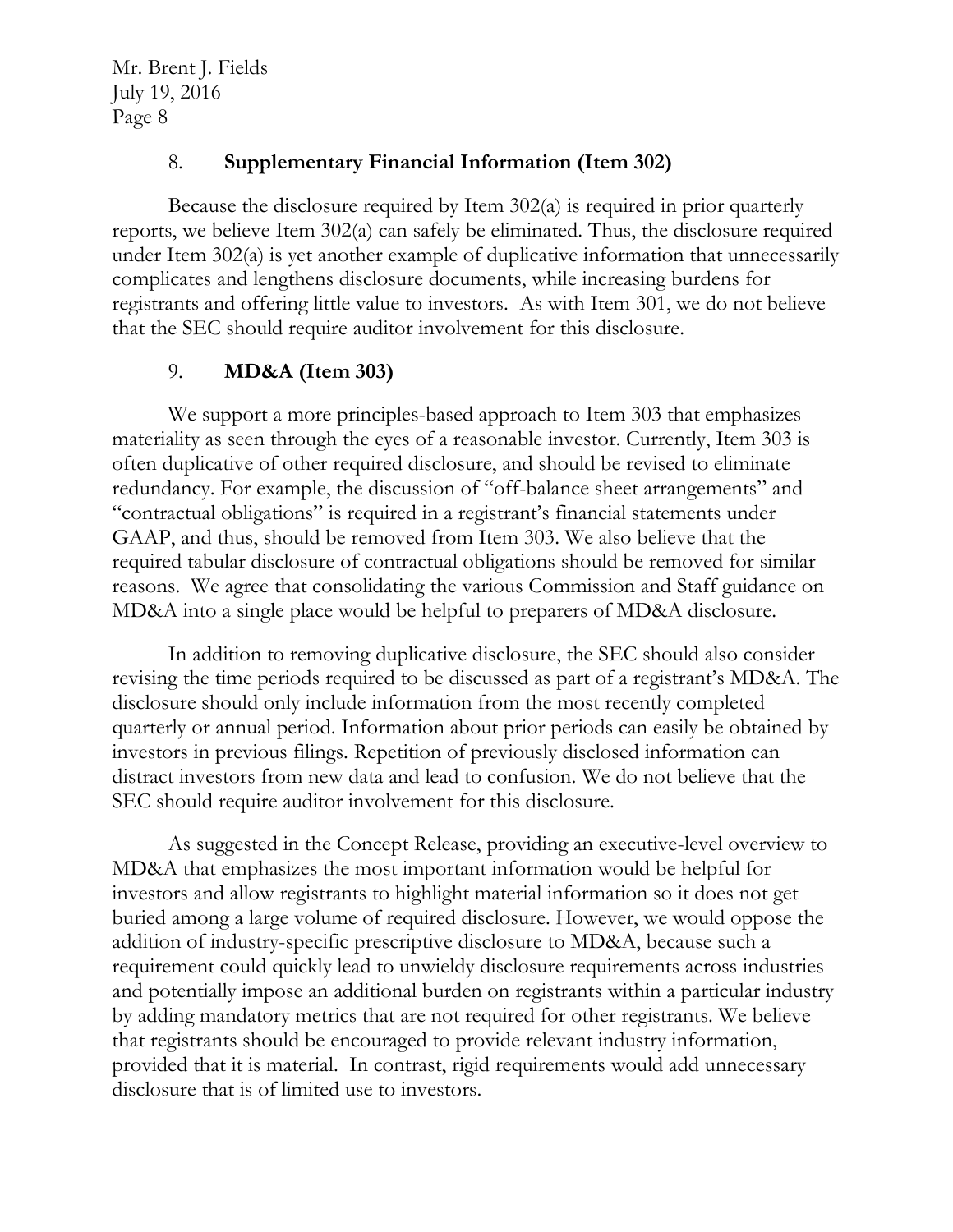8. **Supplementary Financial Information (Item 302)**

Because the disclosure required by Item 302(a) is required in prior quarterly reports, we believe Item 302(a) can safely be eliminated. Thus, the disclosure required under Item 302(a) is yet another example of duplicative information that unnecessarily complicates and lengthens disclosure documents, while increasing burdens for registrants and offering little value to investors. As with Item 301, we do not believe that the SEC should require auditor involvement for this disclosure.

9. **MD&A (Item 303)**

We support a more principles-based approach to Item 303 that emphasizes materiality as seen through the eyes of a reasonable investor. Currently, Item 303 is often duplicative of other required disclosure, and should be revised to eliminate redundancy. For example, the discussion of "off-balance sheet arrangements" and "contractual obligations" is required in a registrant's financial statements under GAAP, and thus, should be removed from Item 303. We also believe that the required tabular disclosure of contractual obligations should be removed for similar reasons. We agree that consolidating the various Commission and Staff guidance on MD&A into a single place would be helpful to preparers of MD&A disclosure.

In addition to removing duplicative disclosure, the SEC should also consider revising the time periods required to be discussed as part of a registrant's MD&A. The disclosure should only include information from the most recently completed quarterly or annual period. Information about prior periods can easily be obtained by investors in previous filings. Repetition of previously disclosed information can distract investors from new data and lead to confusion. We do not believe that the SEC should require auditor involvement for this disclosure.

As suggested in the Concept Release, providing an executive-level overview to MD&A that emphasizes the most important information would be helpful for investors and allow registrants to highlight material information so it does not get buried among a large volume of required disclosure. However, we would oppose the addition of industry-specific prescriptive disclosure to MD&A, because such a requirement could quickly lead to unwieldy disclosure requirements across industries and potentially impose an additional burden on registrants within a particular industry by adding mandatory metrics that are not required for other registrants. We believe that registrants should be encouraged to provide relevant industry information, provided that it is material. In contrast, rigid requirements would add unnecessary disclosure that is of limited use to investors.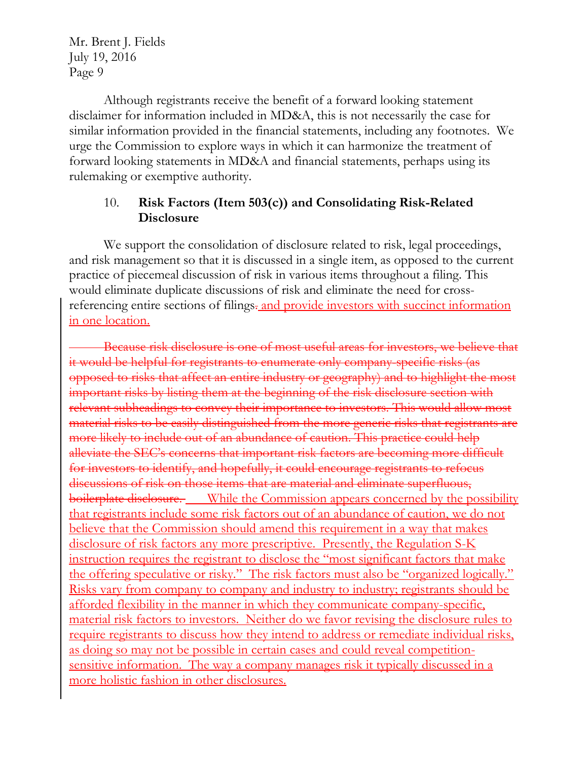Although registrants receive the benefit of a forward looking statement disclaimer for information included in MD&A, this is not necessarily the case for similar information provided in the financial statements, including any footnotes. We urge the Commission to explore ways in which it can harmonize the treatment of forward looking statements in MD&A and financial statements, perhaps using its rulemaking or exemptive authority.

### 10. **Risk Factors (Item 503(c)) and Consolidating Risk-Related Disclosure**

We support the consolidation of disclosure related to risk, legal proceedings, and risk management so that it is discussed in a single item, as opposed to the current practice of piecemeal discussion of risk in various items throughout a filing. This would eliminate duplicate discussions of risk and eliminate the need for cross-referencing entire sections of filings~~.~~ and provide investors with succinct information in one location.

~~Because risk disclosure is one of most useful areas for investors, we believe that it would be helpful for registrants to enumerate only company-specific risks (as opposed to risks that affect an entire industry or geography) and to highlight the most important risks by listing them at the beginning of the risk disclosure section with relevant subheadings to convey their importance to investors. This would allow most material risks to be easily distinguished from the more generic risks that registrants are more likely to include out of an abundance of caution. This practice could help alleviate the SEC's concerns that important risk factors are becoming more difficult for investors to identify, and hopefully, it could encourage registrants to refocus discussions of risk on those items that are material and eliminate superfluous, boilerplate disclosure.~~ While the Commission appears concerned by the possibility that registrants include some risk factors out of an abundance of caution, we do not believe that the Commission should amend this requirement in a way that makes disclosure of risk factors any more prescriptive. Presently, the Regulation S-K instruction requires the registrant to disclose the "most significant factors that make the offering speculative or risky." The risk factors must also be "organized logically." Risks vary from company to company and industry to industry; registrants should be afforded flexibility in the manner in which they communicate company-specific, material risk factors to investors. Neither do we favor revising the disclosure rules to require registrants to discuss how they intend to address or remediate individual risks, as doing so may not be possible in certain cases and could reveal competition-sensitive information. The way a company manages risk it typically discussed in a more holistic fashion in other disclosures.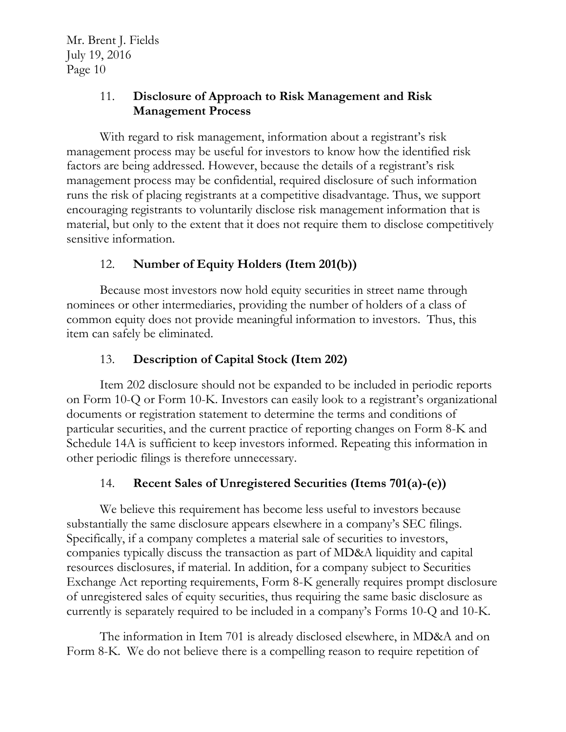### 11. **Disclosure of Approach to Risk Management and Risk Management Process**

With regard to risk management, information about a registrant's risk management process may be useful for investors to know how the identified risk factors are being addressed. However, because the details of a registrant's risk management process may be confidential, required disclosure of such information runs the risk of placing registrants at a competitive disadvantage. Thus, we support encouraging registrants to voluntarily disclose risk management information that is material, but only to the extent that it does not require them to disclose competitively sensitive information.

### 12. **Number of Equity Holders (Item 201(b))**

Because most investors now hold equity securities in street name through nominees or other intermediaries, providing the number of holders of a class of common equity does not provide meaningful information to investors. Thus, this item can safely be eliminated.

### 13. **Description of Capital Stock (Item 202)**

Item 202 disclosure should not be expanded to be included in periodic reports on Form 10-Q or Form 10-K. Investors can easily look to a registrant's organizational documents or registration statement to determine the terms and conditions of particular securities, and the current practice of reporting changes on Form 8-K and Schedule 14A is sufficient to keep investors informed. Repeating this information in other periodic filings is therefore unnecessary.

### 14. **Recent Sales of Unregistered Securities (Items 701(a)-(e))**

We believe this requirement has become less useful to investors because substantially the same disclosure appears elsewhere in a company's SEC filings. Specifically, if a company completes a material sale of securities to investors, companies typically discuss the transaction as part of MD&A liquidity and capital resources disclosures, if material. In addition, for a company subject to Securities Exchange Act reporting requirements, Form 8-K generally requires prompt disclosure of unregistered sales of equity securities, thus requiring the same basic disclosure as currently is separately required to be included in a company's Forms 10-Q and 10-K.

The information in Item 701 is already disclosed elsewhere, in MD&A and on Form 8-K. We do not believe there is a compelling reason to require repetition of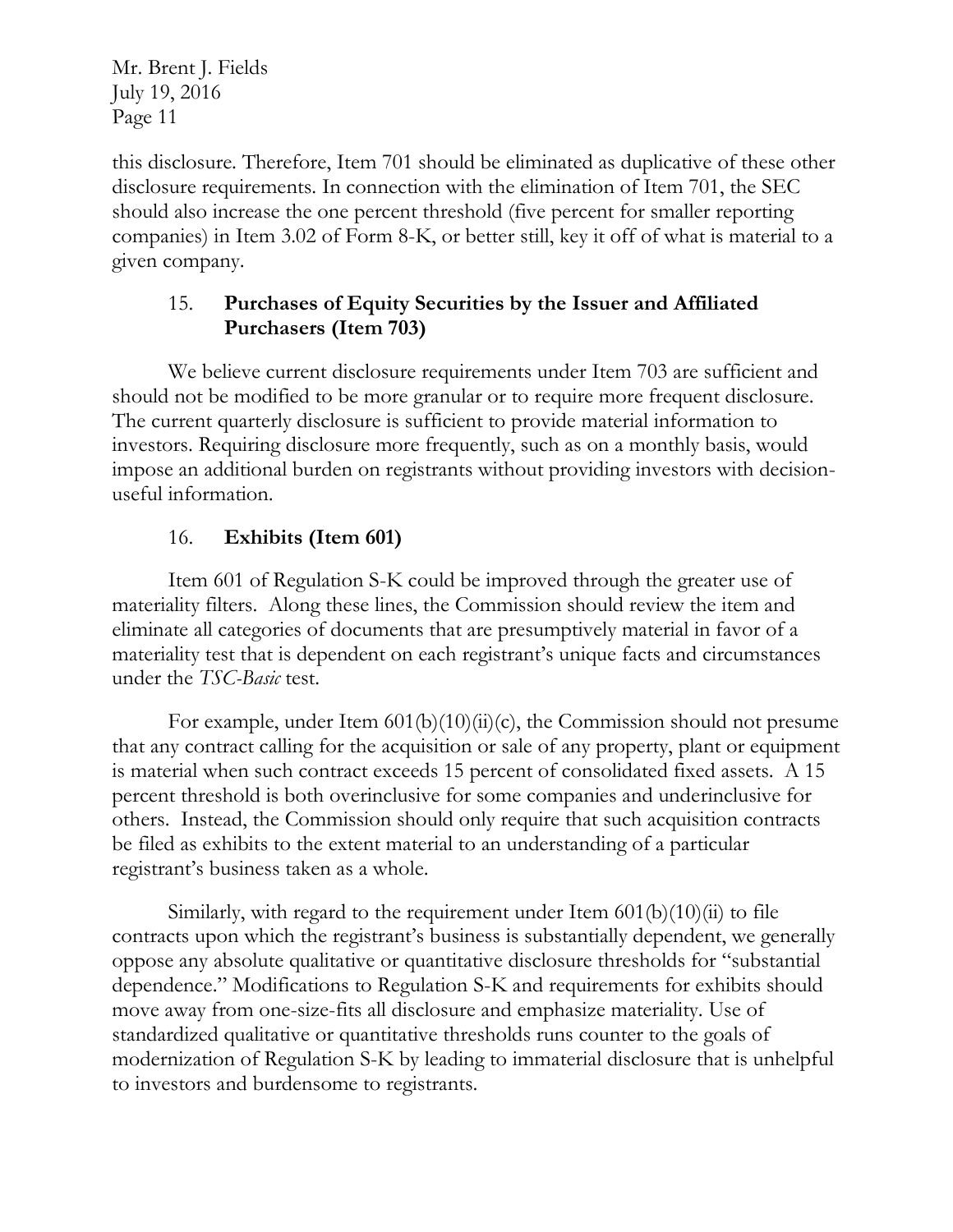this disclosure. Therefore, Item 701 should be eliminated as duplicative of these other disclosure requirements. In connection with the elimination of Item 701, the SEC should also increase the one percent threshold (five percent for smaller reporting companies) in Item 3.02 of Form 8-K, or better still, key it off of what is material to a given company.

### 15. **Purchases of Equity Securities by the Issuer and Affiliated Purchasers (Item 703)**

We believe current disclosure requirements under Item 703 are sufficient and should not be modified to be more granular or to require more frequent disclosure. The current quarterly disclosure is sufficient to provide material information to investors. Requiring disclosure more frequently, such as on a monthly basis, would impose an additional burden on registrants without providing investors with decision-useful information.

### 16. **Exhibits (Item 601)**

Item 601 of Regulation S-K could be improved through the greater use of materiality filters. Along these lines, the Commission should review the item and eliminate all categories of documents that are presumptively material in favor of a materiality test that is dependent on each registrant's unique facts and circumstances under the *TSC-Basic* test.

For example, under Item 601(b)(10)(ii)(c), the Commission should not presume that any contract calling for the acquisition or sale of any property, plant or equipment is material when such contract exceeds 15 percent of consolidated fixed assets. A 15 percent threshold is both overinclusive for some companies and underinclusive for others. Instead, the Commission should only require that such acquisition contracts be filed as exhibits to the extent material to an understanding of a particular registrant's business taken as a whole.

Similarly, with regard to the requirement under Item 601(b)(10)(ii) to file contracts upon which the registrant's business is substantially dependent, we generally oppose any absolute qualitative or quantitative disclosure thresholds for "substantial dependence." Modifications to Regulation S-K and requirements for exhibits should move away from one-size-fits all disclosure and emphasize materiality. Use of standardized qualitative or quantitative thresholds runs counter to the goals of modernization of Regulation S-K by leading to immaterial disclosure that is unhelpful to investors and burdensome to registrants.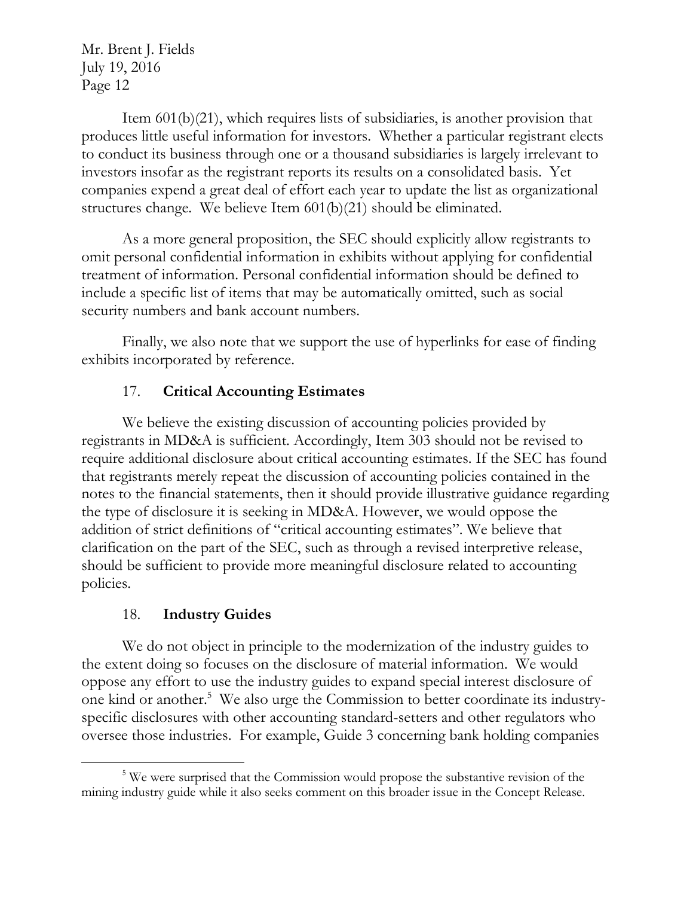Item 601(b)(21), which requires lists of subsidiaries, is another provision that produces little useful information for investors. Whether a particular registrant elects to conduct its business through one or a thousand subsidiaries is largely irrelevant to investors insofar as the registrant reports its results on a consolidated basis. Yet companies expend a great deal of effort each year to update the list as organizational structures change. We believe Item 601(b)(21) should be eliminated.

As a more general proposition, the SEC should explicitly allow registrants to omit personal confidential information in exhibits without applying for confidential treatment of information. Personal confidential information should be defined to include a specific list of items that may be automatically omitted, such as social security numbers and bank account numbers.

Finally, we also note that we support the use of hyperlinks for ease of finding exhibits incorporated by reference.

17. **Critical Accounting Estimates**

We believe the existing discussion of accounting policies provided by registrants in MD&A is sufficient. Accordingly, Item 303 should not be revised to require additional disclosure about critical accounting estimates. If the SEC has found that registrants merely repeat the discussion of accounting policies contained in the notes to the financial statements, then it should provide illustrative guidance regarding the type of disclosure it is seeking in MD&A. However, we would oppose the addition of strict definitions of "critical accounting estimates". We believe that clarification on the part of the SEC, such as through a revised interpretive release, should be sufficient to provide more meaningful disclosure related to accounting policies.

18. **Industry Guides**

We do not object in principle to the modernization of the industry guides to the extent doing so focuses on the disclosure of material information. We would oppose any effort to use the industry guides to expand special interest disclosure of one kind or another.[5] We also urge the Commission to better coordinate its industry-specific disclosures with other accounting standard-setters and other regulators who oversee those industries. For example, Guide 3 concerning bank holding companies

[5] We were surprised that the Commission would propose the substantive revision of the mining industry guide while it also seeks comment on this broader issue in the Concept Release.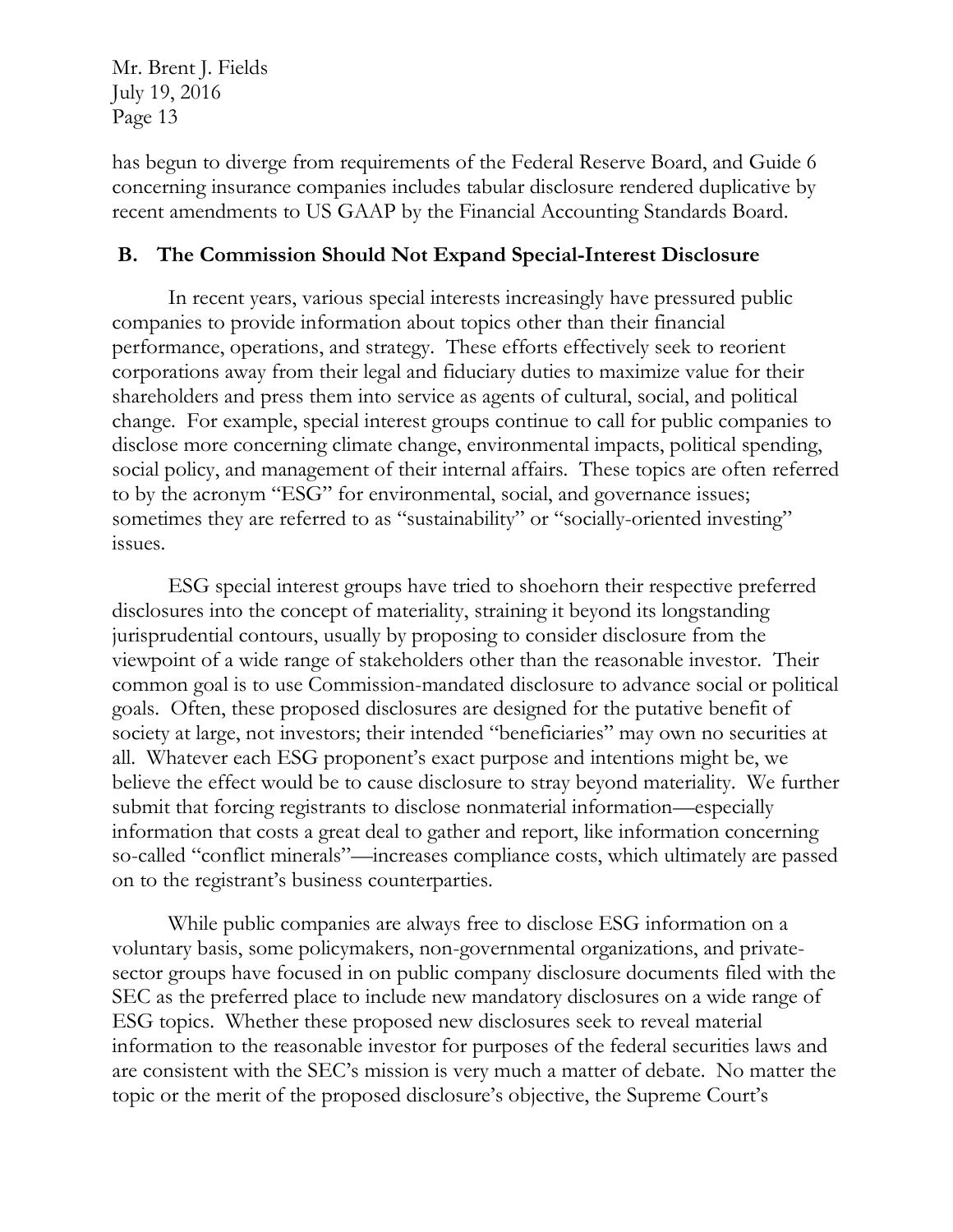has begun to diverge from requirements of the Federal Reserve Board, and Guide 6 concerning insurance companies includes tabular disclosure rendered duplicative by recent amendments to US GAAP by the Financial Accounting Standards Board.

## B. The Commission Should Not Expand Special-Interest Disclosure

In recent years, various special interests increasingly have pressured public companies to provide information about topics other than their financial performance, operations, and strategy. These efforts effectively seek to reorient corporations away from their legal and fiduciary duties to maximize value for their shareholders and press them into service as agents of cultural, social, and political change. For example, special interest groups continue to call for public companies to disclose more concerning climate change, environmental impacts, political spending, social policy, and management of their internal affairs. These topics are often referred to by the acronym "ESG" for environmental, social, and governance issues; sometimes they are referred to as "sustainability" or "socially-oriented investing" issues.

ESG special interest groups have tried to shoehorn their respective preferred disclosures into the concept of materiality, straining it beyond its longstanding jurisprudential contours, usually by proposing to consider disclosure from the viewpoint of a wide range of stakeholders other than the reasonable investor. Their common goal is to use Commission-mandated disclosure to advance social or political goals. Often, these proposed disclosures are designed for the putative benefit of society at large, not investors; their intended "beneficiaries" may own no securities at all. Whatever each ESG proponent's exact purpose and intentions might be, we believe the effect would be to cause disclosure to stray beyond materiality. We further submit that forcing registrants to disclose nonmaterial information—especially information that costs a great deal to gather and report, like information concerning so-called "conflict minerals"—increases compliance costs, which ultimately are passed on to the registrant's business counterparties.

While public companies are always free to disclose ESG information on a voluntary basis, some policymakers, non-governmental organizations, and private-sector groups have focused in on public company disclosure documents filed with the SEC as the preferred place to include new mandatory disclosures on a wide range of ESG topics. Whether these proposed new disclosures seek to reveal material information to the reasonable investor for purposes of the federal securities laws and are consistent with the SEC's mission is very much a matter of debate. No matter the topic or the merit of the proposed disclosure's objective, the Supreme Court's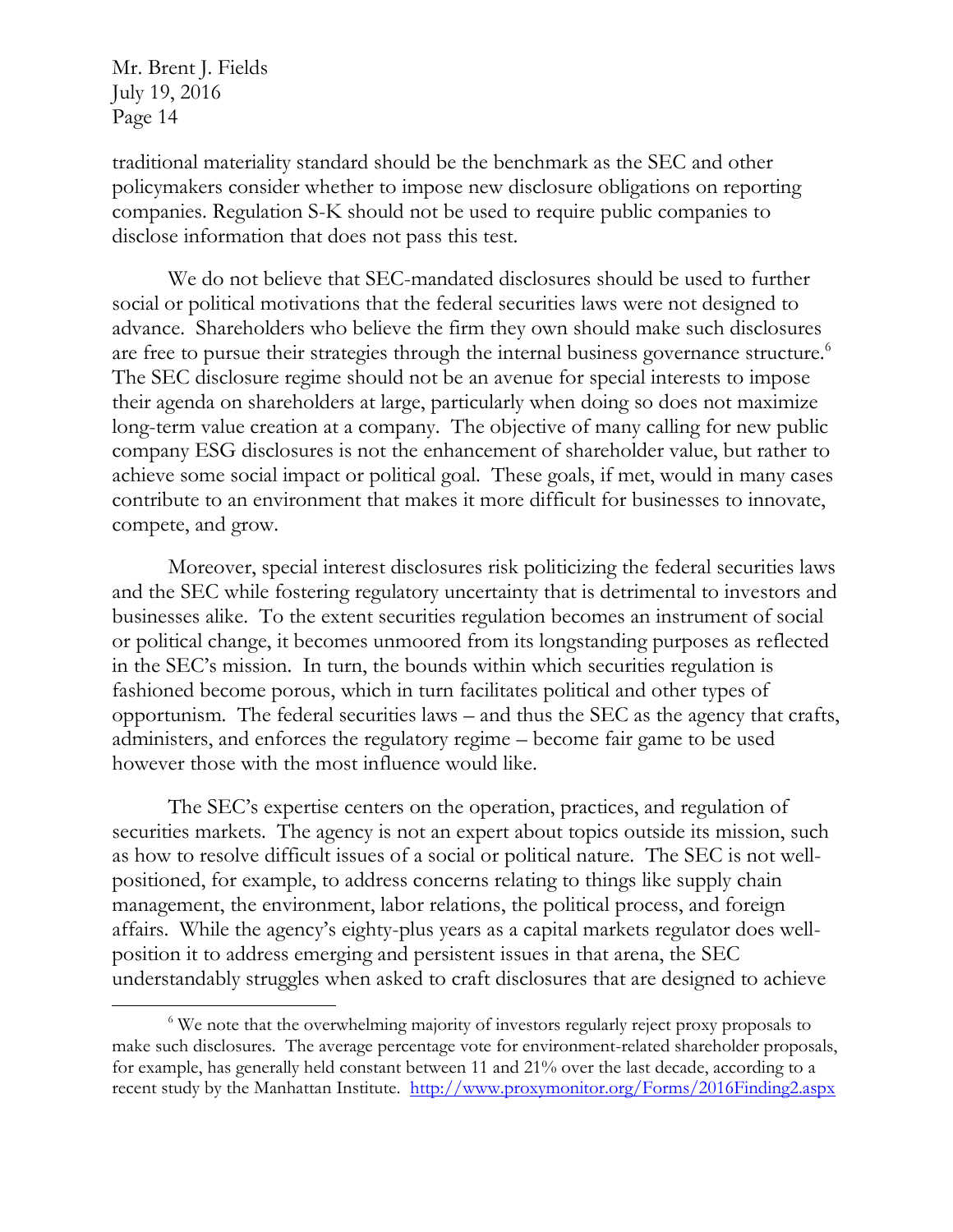traditional materiality standard should be the benchmark as the SEC and other policymakers consider whether to impose new disclosure obligations on reporting companies. Regulation S-K should not be used to require public companies to disclose information that does not pass this test.

We do not believe that SEC-mandated disclosures should be used to further social or political motivations that the federal securities laws were not designed to advance. Shareholders who believe the firm they own should make such disclosures are free to pursue their strategies through the internal business governance structure.[6] The SEC disclosure regime should not be an avenue for special interests to impose their agenda on shareholders at large, particularly when doing so does not maximize long-term value creation at a company. The objective of many calling for new public company ESG disclosures is not the enhancement of shareholder value, but rather to achieve some social impact or political goal. These goals, if met, would in many cases contribute to an environment that makes it more difficult for businesses to innovate, compete, and grow.

Moreover, special interest disclosures risk politicizing the federal securities laws and the SEC while fostering regulatory uncertainty that is detrimental to investors and businesses alike. To the extent securities regulation becomes an instrument of social or political change, it becomes unmoored from its longstanding purposes as reflected in the SEC's mission. In turn, the bounds within which securities regulation is fashioned become porous, which in turn facilitates political and other types of opportunism. The federal securities laws – and thus the SEC as the agency that crafts, administers, and enforces the regulatory regime – become fair game to be used however those with the most influence would like.

The SEC's expertise centers on the operation, practices, and regulation of securities markets. The agency is not an expert about topics outside its mission, such as how to resolve difficult issues of a social or political nature. The SEC is not well-positioned, for example, to address concerns relating to things like supply chain management, the environment, labor relations, the political process, and foreign affairs. While the agency's eighty-plus years as a capital markets regulator does well-position it to address emerging and persistent issues in that arena, the SEC understandably struggles when asked to craft disclosures that are designed to achieve

[6] We note that the overwhelming majority of investors regularly reject proxy proposals to make such disclosures. The average percentage vote for environment-related shareholder proposals, for example, has generally held constant between 11 and 21% over the last decade, according to a recent study by the Manhattan Institute. http://www.proxymonitor.org/Forms/2016Finding2.aspx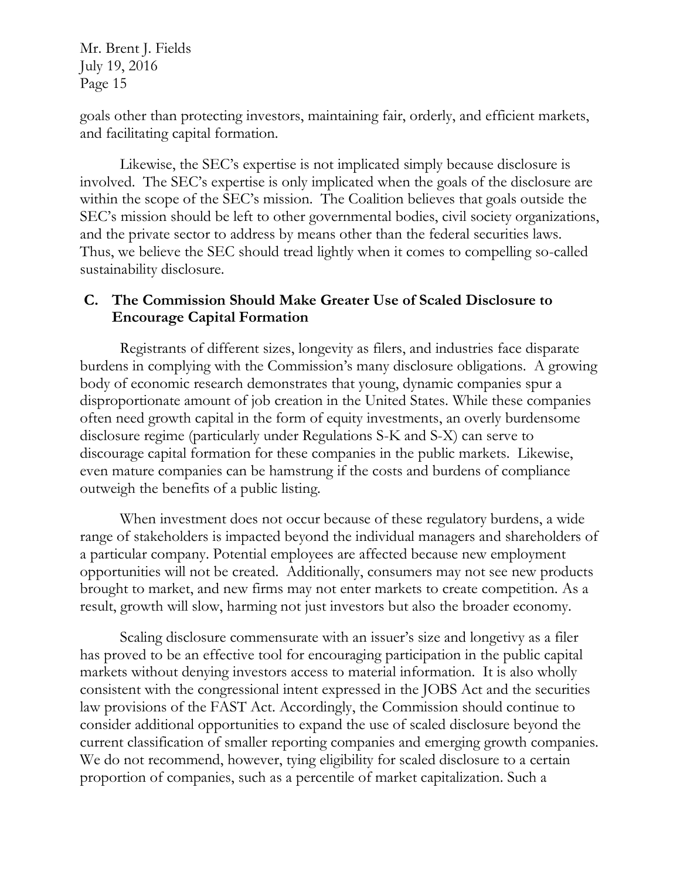goals other than protecting investors, maintaining fair, orderly, and efficient markets, and facilitating capital formation.

Likewise, the SEC's expertise is not implicated simply because disclosure is involved. The SEC's expertise is only implicated when the goals of the disclosure are within the scope of the SEC's mission. The Coalition believes that goals outside the SEC's mission should be left to other governmental bodies, civil society organizations, and the private sector to address by means other than the federal securities laws. Thus, we believe the SEC should tread lightly when it comes to compelling so-called sustainability disclosure.

### C. The Commission Should Make Greater Use of Scaled Disclosure to Encourage Capital Formation

Registrants of different sizes, longevity as filers, and industries face disparate burdens in complying with the Commission's many disclosure obligations. A growing body of economic research demonstrates that young, dynamic companies spur a disproportionate amount of job creation in the United States. While these companies often need growth capital in the form of equity investments, an overly burdensome disclosure regime (particularly under Regulations S-K and S-X) can serve to discourage capital formation for these companies in the public markets. Likewise, even mature companies can be hamstrung if the costs and burdens of compliance outweigh the benefits of a public listing.

When investment does not occur because of these regulatory burdens, a wide range of stakeholders is impacted beyond the individual managers and shareholders of a particular company. Potential employees are affected because new employment opportunities will not be created. Additionally, consumers may not see new products brought to market, and new firms may not enter markets to create competition. As a result, growth will slow, harming not just investors but also the broader economy.

Scaling disclosure commensurate with an issuer's size and longetivy as a filer has proved to be an effective tool for encouraging participation in the public capital markets without denying investors access to material information. It is also wholly consistent with the congressional intent expressed in the JOBS Act and the securities law provisions of the FAST Act. Accordingly, the Commission should continue to consider additional opportunities to expand the use of scaled disclosure beyond the current classification of smaller reporting companies and emerging growth companies. We do not recommend, however, tying eligibility for scaled disclosure to a certain proportion of companies, such as a percentile of market capitalization. Such a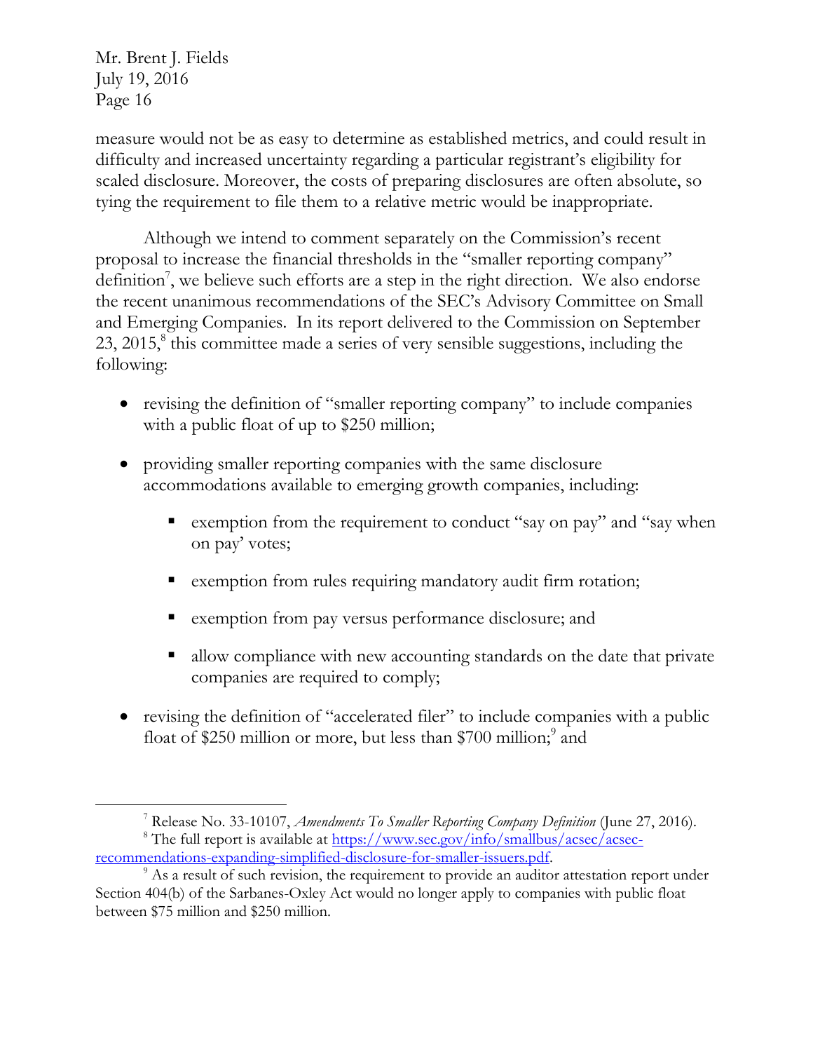measure would not be as easy to determine as established metrics, and could result in difficulty and increased uncertainty regarding a particular registrant's eligibility for scaled disclosure. Moreover, the costs of preparing disclosures are often absolute, so tying the requirement to file them to a relative metric would be inappropriate.

Although we intend to comment separately on the Commission's recent proposal to increase the financial thresholds in the "smaller reporting company" definition[7], we believe such efforts are a step in the right direction. We also endorse the recent unanimous recommendations of the SEC's Advisory Committee on Small and Emerging Companies. In its report delivered to the Commission on September 23, 2015,[8] this committee made a series of very sensible suggestions, including the following:

- revising the definition of "smaller reporting company" to include companies with a public float of up to $250 million;
- providing smaller reporting companies with the same disclosure accommodations available to emerging growth companies, including:
  - exemption from the requirement to conduct "say on pay" and "say when on pay' votes;
  - exemption from rules requiring mandatory audit firm rotation;
  - exemption from pay versus performance disclosure; and
  - allow compliance with new accounting standards on the date that private companies are required to comply;
- revising the definition of "accelerated filer" to include companies with a public float of $250 million or more, but less than $700 million;[9] and

---

[7] Release No. 33-10107, *Amendments To Smaller Reporting Company Definition* (June 27, 2016).

[8] The full report is available at https://www.sec.gov/info/smallbus/acsec/acsec-recommendations-expanding-simplified-disclosure-for-smaller-issuers.pdf.

[9] As a result of such revision, the requirement to provide an auditor attestation report under Section 404(b) of the Sarbanes-Oxley Act would no longer apply to companies with public float between $75 million and $250 million.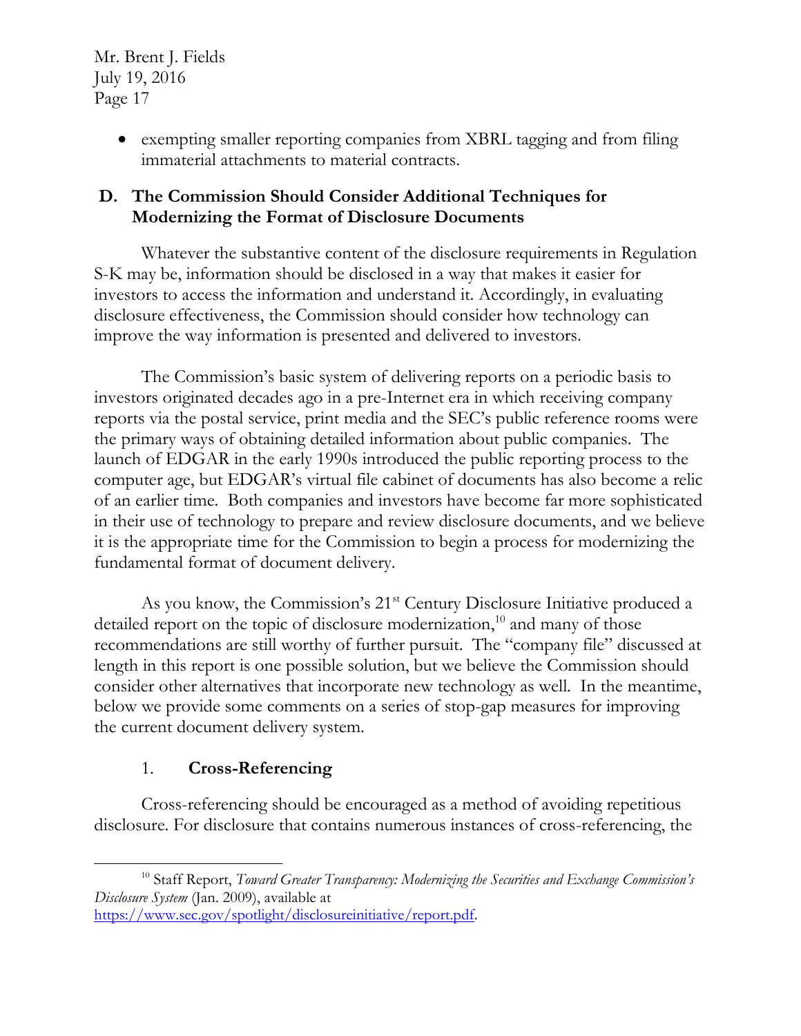- exempting smaller reporting companies from XBRL tagging and from filing immaterial attachments to material contracts.

### D. The Commission Should Consider Additional Techniques for Modernizing the Format of Disclosure Documents

Whatever the substantive content of the disclosure requirements in Regulation S-K may be, information should be disclosed in a way that makes it easier for investors to access the information and understand it. Accordingly, in evaluating disclosure effectiveness, the Commission should consider how technology can improve the way information is presented and delivered to investors.

The Commission's basic system of delivering reports on a periodic basis to investors originated decades ago in a pre-Internet era in which receiving company reports via the postal service, print media and the SEC's public reference rooms were the primary ways of obtaining detailed information about public companies. The launch of EDGAR in the early 1990s introduced the public reporting process to the computer age, but EDGAR's virtual file cabinet of documents has also become a relic of an earlier time. Both companies and investors have become far more sophisticated in their use of technology to prepare and review disclosure documents, and we believe it is the appropriate time for the Commission to begin a process for modernizing the fundamental format of document delivery.

As you know, the Commission's 21st Century Disclosure Initiative produced a detailed report on the topic of disclosure modernization,[10] and many of those recommendations are still worthy of further pursuit. The "company file" discussed at length in this report is one possible solution, but we believe the Commission should consider other alternatives that incorporate new technology as well. In the meantime, below we provide some comments on a series of stop-gap measures for improving the current document delivery system.

#### 1. **Cross-Referencing**

Cross-referencing should be encouraged as a method of avoiding repetitious disclosure. For disclosure that contains numerous instances of cross-referencing, the

---

[10] Staff Report, *Toward Greater Transparency: Modernizing the Securities and Exchange Commission's Disclosure System* (Jan. 2009), available at https://www.sec.gov/spotlight/disclosureinitiative/report.pdf.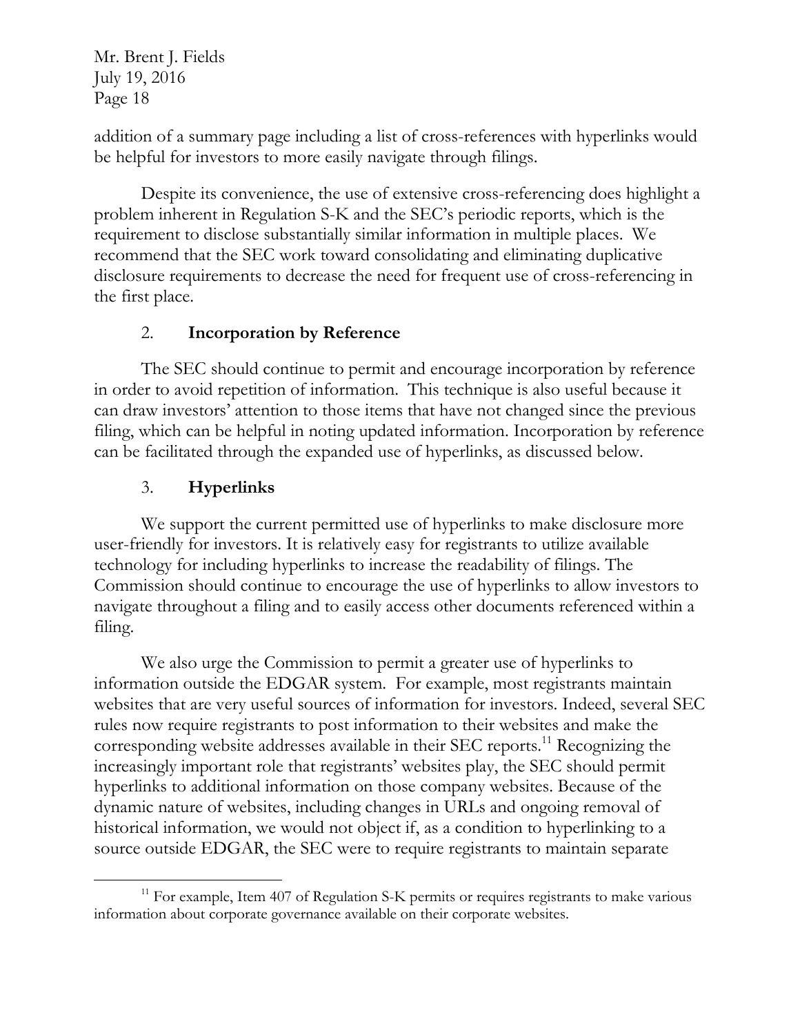addition of a summary page including a list of cross-references with hyperlinks would be helpful for investors to more easily navigate through filings.

Despite its convenience, the use of extensive cross-referencing does highlight a problem inherent in Regulation S-K and the SEC's periodic reports, which is the requirement to disclose substantially similar information in multiple places. We recommend that the SEC work toward consolidating and eliminating duplicative disclosure requirements to decrease the need for frequent use of cross-referencing in the first place.

2. **Incorporation by Reference**

The SEC should continue to permit and encourage incorporation by reference in order to avoid repetition of information. This technique is also useful because it can draw investors' attention to those items that have not changed since the previous filing, which can be helpful in noting updated information. Incorporation by reference can be facilitated through the expanded use of hyperlinks, as discussed below.

3. **Hyperlinks**

We support the current permitted use of hyperlinks to make disclosure more user-friendly for investors. It is relatively easy for registrants to utilize available technology for including hyperlinks to increase the readability of filings. The Commission should continue to encourage the use of hyperlinks to allow investors to navigate throughout a filing and to easily access other documents referenced within a filing.

We also urge the Commission to permit a greater use of hyperlinks to information outside the EDGAR system. For example, most registrants maintain websites that are very useful sources of information for investors. Indeed, several SEC rules now require registrants to post information to their websites and make the corresponding website addresses available in their SEC reports.[11] Recognizing the increasingly important role that registrants' websites play, the SEC should permit hyperlinks to additional information on those company websites. Because of the dynamic nature of websites, including changes in URLs and ongoing removal of historical information, we would not object if, as a condition to hyperlinking to a source outside EDGAR, the SEC were to require registrants to maintain separate

[11] For example, Item 407 of Regulation S-K permits or requires registrants to make various information about corporate governance available on their corporate websites.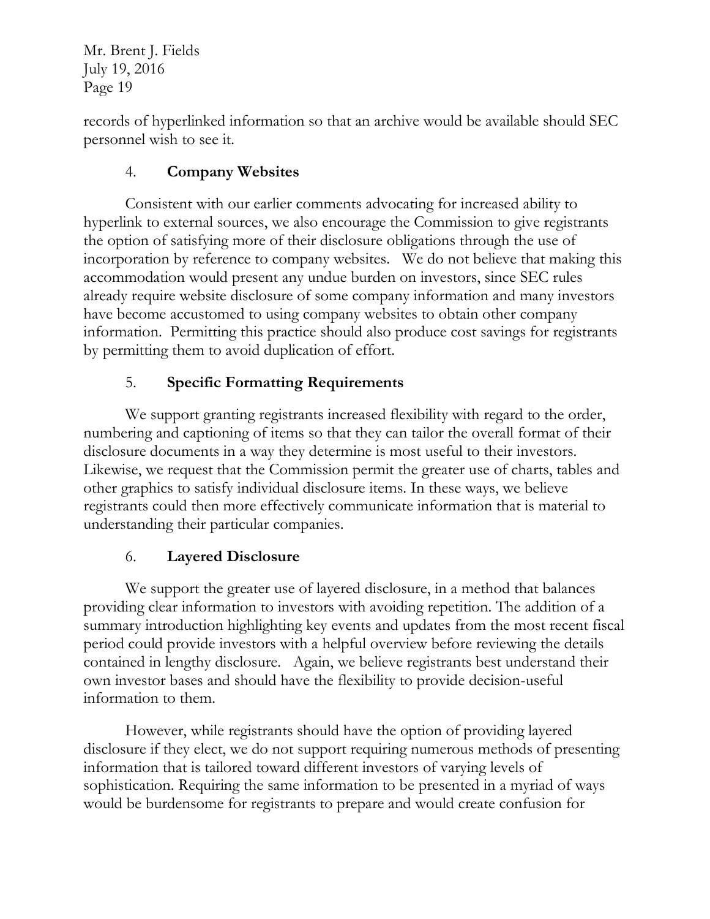records of hyperlinked information so that an archive would be available should SEC personnel wish to see it.

4. **Company Websites**

Consistent with our earlier comments advocating for increased ability to hyperlink to external sources, we also encourage the Commission to give registrants the option of satisfying more of their disclosure obligations through the use of incorporation by reference to company websites. We do not believe that making this accommodation would present any undue burden on investors, since SEC rules already require website disclosure of some company information and many investors have become accustomed to using company websites to obtain other company information. Permitting this practice should also produce cost savings for registrants by permitting them to avoid duplication of effort.

5. **Specific Formatting Requirements**

We support granting registrants increased flexibility with regard to the order, numbering and captioning of items so that they can tailor the overall format of their disclosure documents in a way they determine is most useful to their investors. Likewise, we request that the Commission permit the greater use of charts, tables and other graphics to satisfy individual disclosure items. In these ways, we believe registrants could then more effectively communicate information that is material to understanding their particular companies.

6. **Layered Disclosure**

We support the greater use of layered disclosure, in a method that balances providing clear information to investors with avoiding repetition. The addition of a summary introduction highlighting key events and updates from the most recent fiscal period could provide investors with a helpful overview before reviewing the details contained in lengthy disclosure. Again, we believe registrants best understand their own investor bases and should have the flexibility to provide decision-useful information to them.

However, while registrants should have the option of providing layered disclosure if they elect, we do not support requiring numerous methods of presenting information that is tailored toward different investors of varying levels of sophistication. Requiring the same information to be presented in a myriad of ways would be burdensome for registrants to prepare and would create confusion for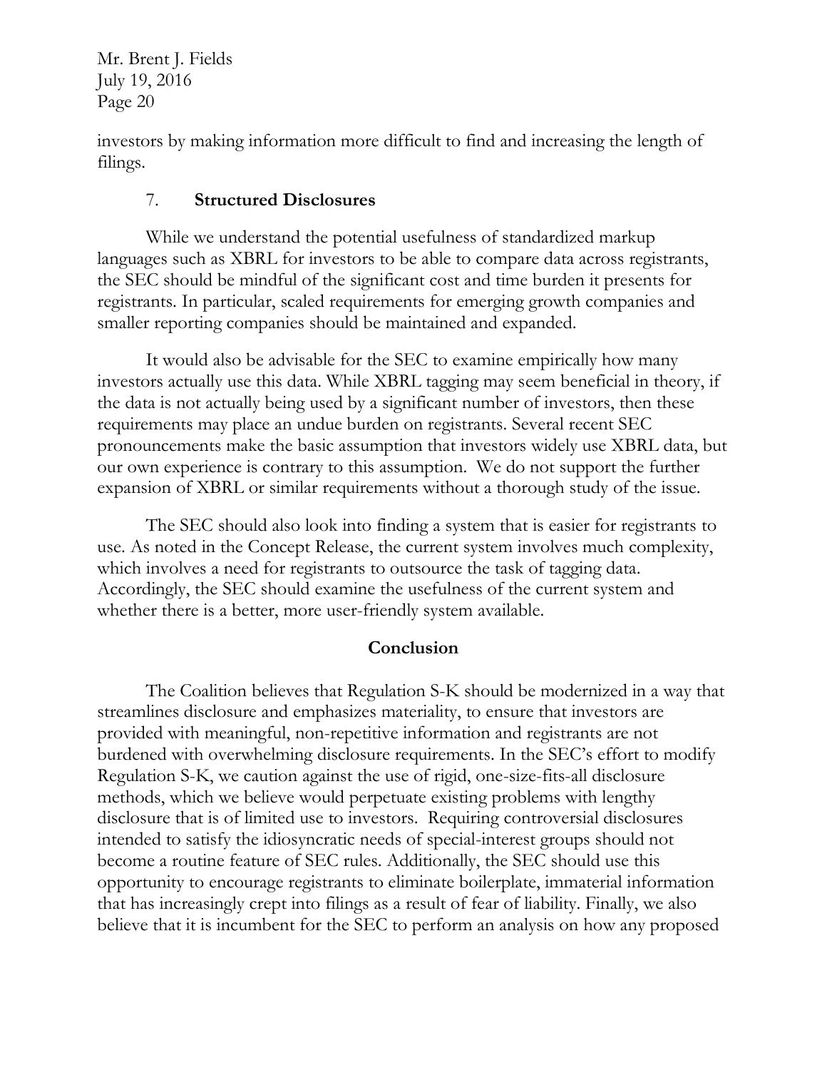investors by making information more difficult to find and increasing the length of filings.

### 7. **Structured Disclosures**

While we understand the potential usefulness of standardized markup languages such as XBRL for investors to be able to compare data across registrants, the SEC should be mindful of the significant cost and time burden it presents for registrants. In particular, scaled requirements for emerging growth companies and smaller reporting companies should be maintained and expanded.

It would also be advisable for the SEC to examine empirically how many investors actually use this data. While XBRL tagging may seem beneficial in theory, if the data is not actually being used by a significant number of investors, then these requirements may place an undue burden on registrants. Several recent SEC pronouncements make the basic assumption that investors widely use XBRL data, but our own experience is contrary to this assumption. We do not support the further expansion of XBRL or similar requirements without a thorough study of the issue.

The SEC should also look into finding a system that is easier for registrants to use. As noted in the Concept Release, the current system involves much complexity, which involves a need for registrants to outsource the task of tagging data. Accordingly, the SEC should examine the usefulness of the current system and whether there is a better, more user-friendly system available.

## **Conclusion**

The Coalition believes that Regulation S-K should be modernized in a way that streamlines disclosure and emphasizes materiality, to ensure that investors are provided with meaningful, non-repetitive information and registrants are not burdened with overwhelming disclosure requirements. In the SEC's effort to modify Regulation S-K, we caution against the use of rigid, one-size-fits-all disclosure methods, which we believe would perpetuate existing problems with lengthy disclosure that is of limited use to investors. Requiring controversial disclosures intended to satisfy the idiosyncratic needs of special-interest groups should not become a routine feature of SEC rules. Additionally, the SEC should use this opportunity to encourage registrants to eliminate boilerplate, immaterial information that has increasingly crept into filings as a result of fear of liability. Finally, we also believe that it is incumbent for the SEC to perform an analysis on how any proposed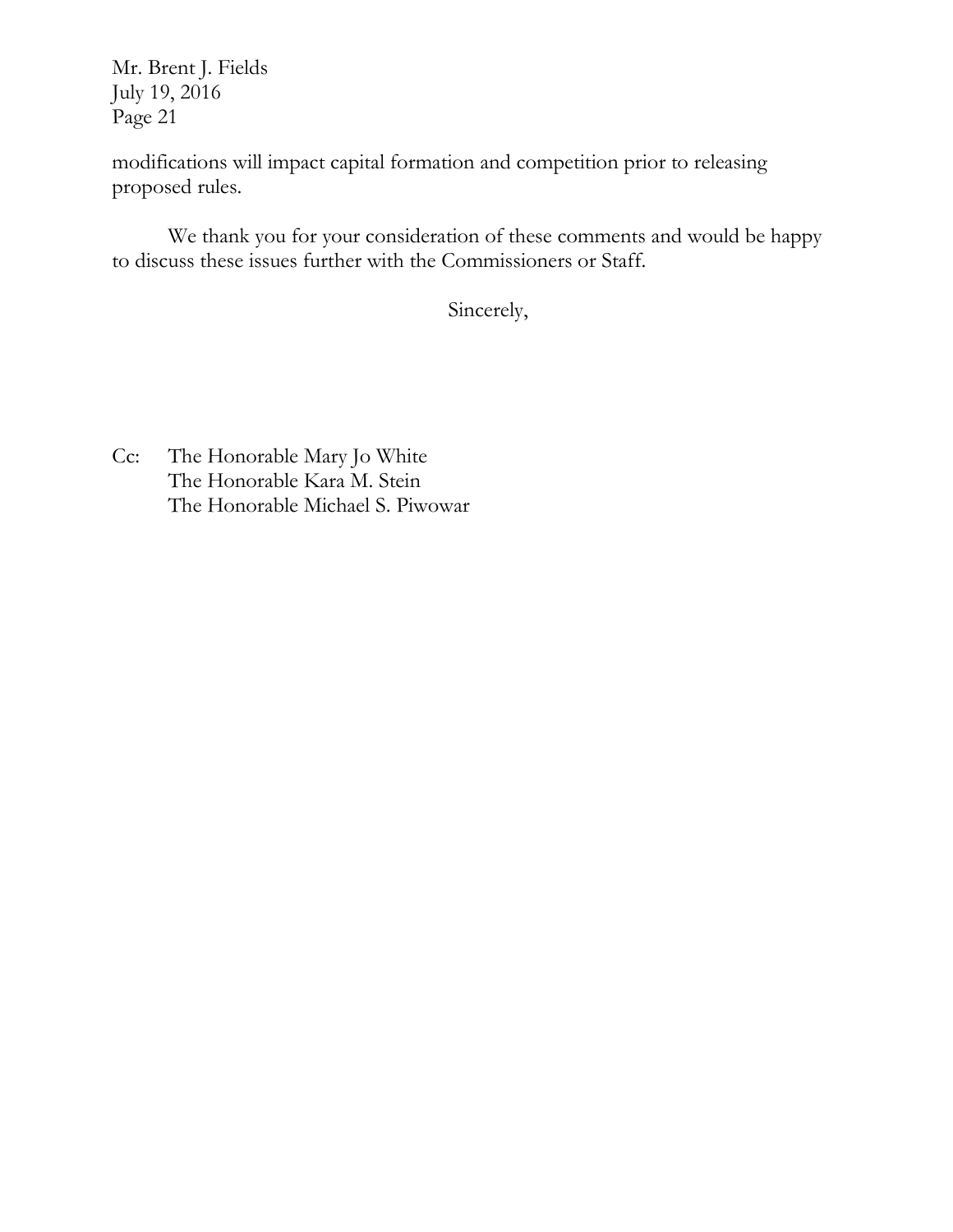modifications will impact capital formation and competition prior to releasing proposed rules.

We thank you for your consideration of these comments and would be happy to discuss these issues further with the Commissioners or Staff.

Sincerely,

Cc: The Honorable Mary Jo White
The Honorable Kara M. Stein
The Honorable Michael S. Piwowar